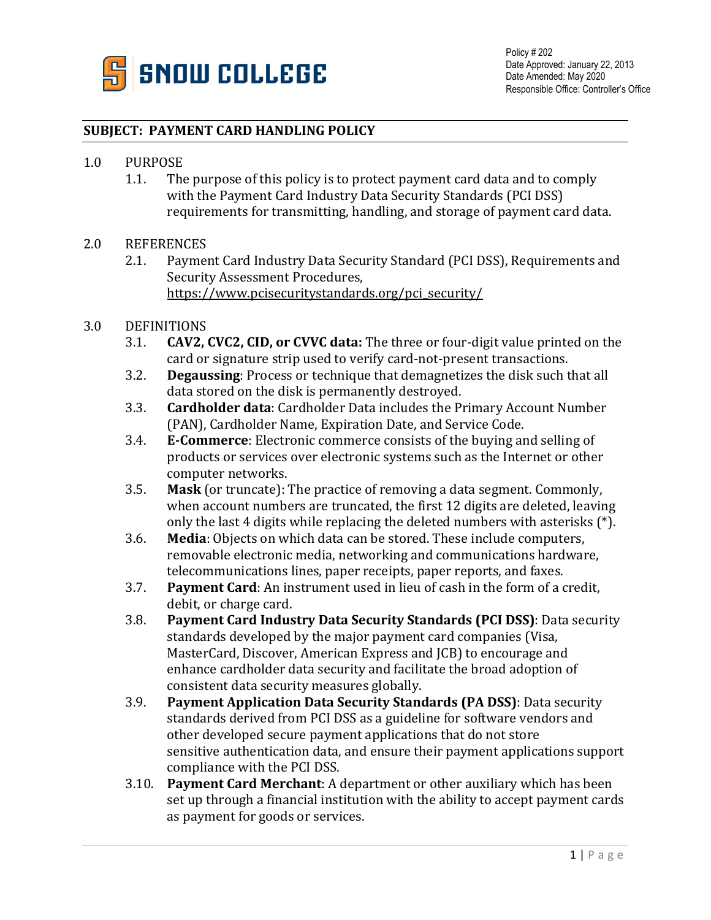SNOW COLLEGE

Policy # 202
Date Approved: January 22, 2013
Date Amended: May 2020
Responsible Office: Controller's Office

## SUBJECT: PAYMENT CARD HANDLING POLICY

1.0 PURPOSE

1.1. The purpose of this policy is to protect payment card data and to comply with the Payment Card Industry Data Security Standards (PCI DSS) requirements for transmitting, handling, and storage of payment card data.

2.0 REFERENCES

2.1. Payment Card Industry Data Security Standard (PCI DSS), Requirements and Security Assessment Procedures, https://www.pcisecuritystandards.org/pci_security/

3.0 DEFINITIONS

3.1. **CAV2, CVC2, CID, or CVVC data:** The three or four-digit value printed on the card or signature strip used to verify card-not-present transactions.

3.2. **Degaussing**: Process or technique that demagnetizes the disk such that all data stored on the disk is permanently destroyed.

3.3. **Cardholder data**: Cardholder Data includes the Primary Account Number (PAN), Cardholder Name, Expiration Date, and Service Code.

3.4. **E-Commerce**: Electronic commerce consists of the buying and selling of products or services over electronic systems such as the Internet or other computer networks.

3.5. **Mask** (or truncate): The practice of removing a data segment. Commonly, when account numbers are truncated, the first 12 digits are deleted, leaving only the last 4 digits while replacing the deleted numbers with asterisks (*).

3.6. **Media**: Objects on which data can be stored. These include computers, removable electronic media, networking and communications hardware, telecommunications lines, paper receipts, paper reports, and faxes.

3.7. **Payment Card**: An instrument used in lieu of cash in the form of a credit, debit, or charge card.

3.8. **Payment Card Industry Data Security Standards (PCI DSS)**: Data security standards developed by the major payment card companies (Visa, MasterCard, Discover, American Express and JCB) to encourage and enhance cardholder data security and facilitate the broad adoption of consistent data security measures globally.

3.9. **Payment Application Data Security Standards (PA DSS)**: Data security standards derived from PCI DSS as a guideline for software vendors and other developed secure payment applications that do not store sensitive authentication data, and ensure their payment applications support compliance with the PCI DSS.

3.10. **Payment Card Merchant**: A department or other auxiliary which has been set up through a financial institution with the ability to accept payment cards as payment for goods or services.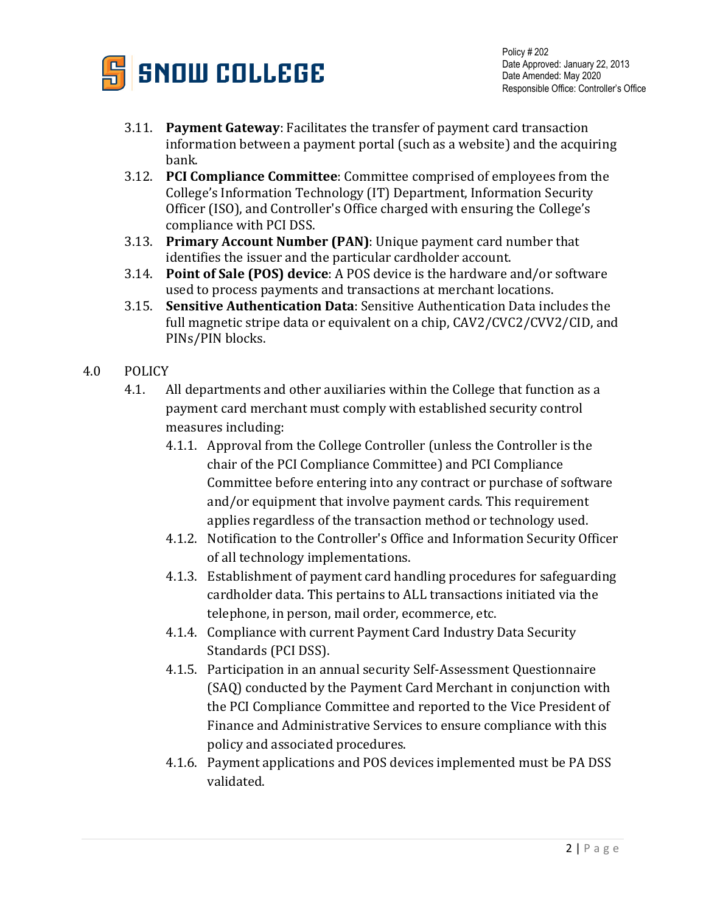3.11. **Payment Gateway**: Facilitates the transfer of payment card transaction information between a payment portal (such as a website) and the acquiring bank.

3.12. **PCI Compliance Committee**: Committee comprised of employees from the College's Information Technology (IT) Department, Information Security Officer (ISO), and Controller's Office charged with ensuring the College's compliance with PCI DSS.

3.13. **Primary Account Number (PAN)**: Unique payment card number that identifies the issuer and the particular cardholder account.

3.14. **Point of Sale (POS) device**: A POS device is the hardware and/or software used to process payments and transactions at merchant locations.

3.15. **Sensitive Authentication Data**: Sensitive Authentication Data includes the full magnetic stripe data or equivalent on a chip, CAV2/CVC2/CVV2/CID, and PINs/PIN blocks.

## 4.0 POLICY

4.1. All departments and other auxiliaries within the College that function as a payment card merchant must comply with established security control measures including:

4.1.1. Approval from the College Controller (unless the Controller is the chair of the PCI Compliance Committee) and PCI Compliance Committee before entering into any contract or purchase of software and/or equipment that involve payment cards. This requirement applies regardless of the transaction method or technology used.

4.1.2. Notification to the Controller's Office and Information Security Officer of all technology implementations.

4.1.3. Establishment of payment card handling procedures for safeguarding cardholder data. This pertains to ALL transactions initiated via the telephone, in person, mail order, ecommerce, etc.

4.1.4. Compliance with current Payment Card Industry Data Security Standards (PCI DSS).

4.1.5. Participation in an annual security Self-Assessment Questionnaire (SAQ) conducted by the Payment Card Merchant in conjunction with the PCI Compliance Committee and reported to the Vice President of Finance and Administrative Services to ensure compliance with this policy and associated procedures.

4.1.6. Payment applications and POS devices implemented must be PA DSS validated.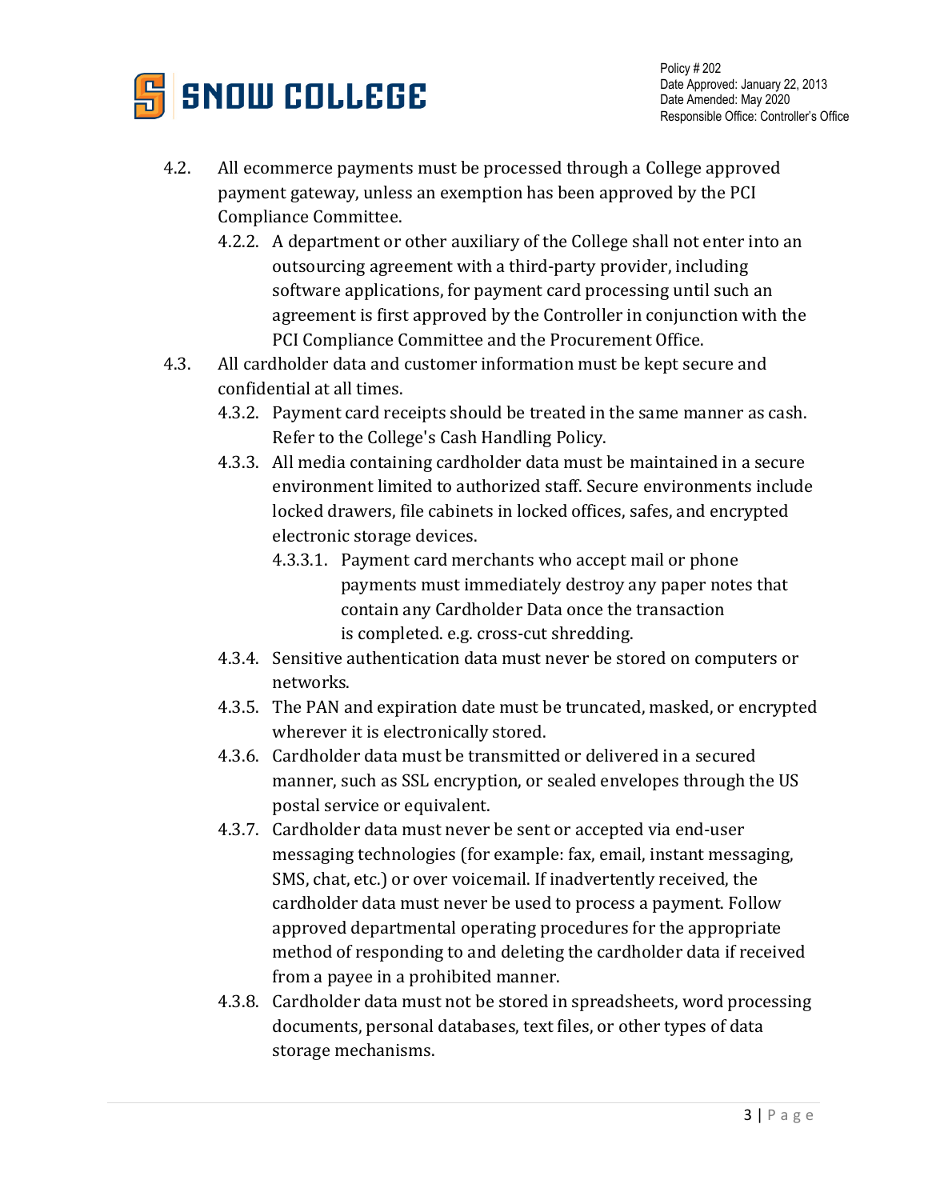4.2. All ecommerce payments must be processed through a College approved payment gateway, unless an exemption has been approved by the PCI Compliance Committee.

   4.2.2. A department or other auxiliary of the College shall not enter into an outsourcing agreement with a third-party provider, including software applications, for payment card processing until such an agreement is first approved by the Controller in conjunction with the PCI Compliance Committee and the Procurement Office.

4.3. All cardholder data and customer information must be kept secure and confidential at all times.

   4.3.2. Payment card receipts should be treated in the same manner as cash. Refer to the College's Cash Handling Policy.

   4.3.3. All media containing cardholder data must be maintained in a secure environment limited to authorized staff. Secure environments include locked drawers, file cabinets in locked offices, safes, and encrypted electronic storage devices.

      4.3.3.1. Payment card merchants who accept mail or phone payments must immediately destroy any paper notes that contain any Cardholder Data once the transaction is completed. e.g. cross-cut shredding.

   4.3.4. Sensitive authentication data must never be stored on computers or networks.

   4.3.5. The PAN and expiration date must be truncated, masked, or encrypted wherever it is electronically stored.

   4.3.6. Cardholder data must be transmitted or delivered in a secured manner, such as SSL encryption, or sealed envelopes through the US postal service or equivalent.

   4.3.7. Cardholder data must never be sent or accepted via end-user messaging technologies (for example: fax, email, instant messaging, SMS, chat, etc.) or over voicemail. If inadvertently received, the cardholder data must never be used to process a payment. Follow approved departmental operating procedures for the appropriate method of responding to and deleting the cardholder data if received from a payee in a prohibited manner.

   4.3.8. Cardholder data must not be stored in spreadsheets, word processing documents, personal databases, text files, or other types of data storage mechanisms.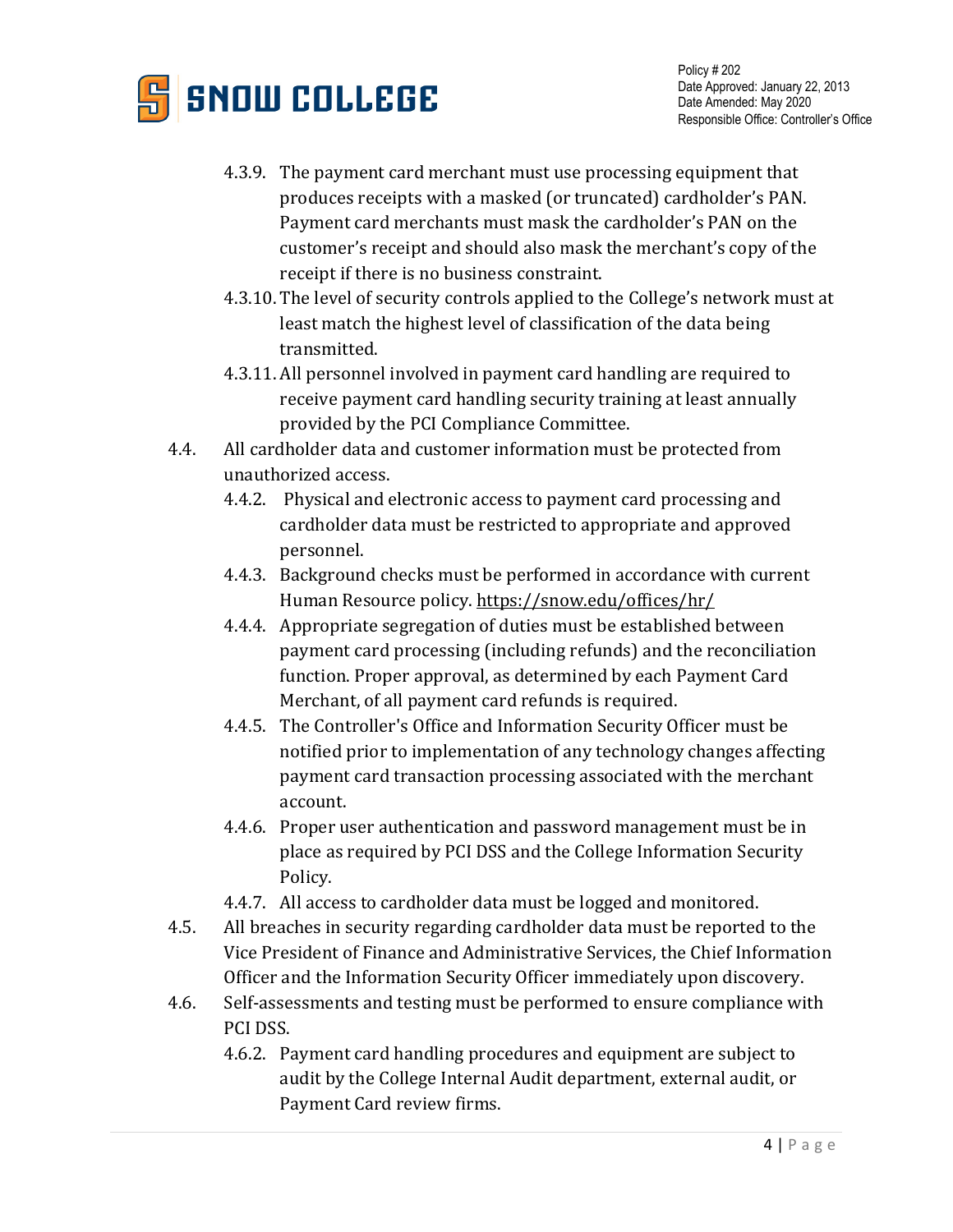- 4.3.9. The payment card merchant must use processing equipment that produces receipts with a masked (or truncated) cardholder's PAN. Payment card merchants must mask the cardholder's PAN on the customer's receipt and should also mask the merchant's copy of the receipt if there is no business constraint.
- 4.3.10. The level of security controls applied to the College's network must at least match the highest level of classification of the data being transmitted.
- 4.3.11. All personnel involved in payment card handling are required to receive payment card handling security training at least annually provided by the PCI Compliance Committee.

4.4. All cardholder data and customer information must be protected from unauthorized access.

- 4.4.2. Physical and electronic access to payment card processing and cardholder data must be restricted to appropriate and approved personnel.
- 4.4.3. Background checks must be performed in accordance with current Human Resource policy. https://snow.edu/offices/hr/
- 4.4.4. Appropriate segregation of duties must be established between payment card processing (including refunds) and the reconciliation function. Proper approval, as determined by each Payment Card Merchant, of all payment card refunds is required.
- 4.4.5. The Controller's Office and Information Security Officer must be notified prior to implementation of any technology changes affecting payment card transaction processing associated with the merchant account.
- 4.4.6. Proper user authentication and password management must be in place as required by PCI DSS and the College Information Security Policy.
- 4.4.7. All access to cardholder data must be logged and monitored.

4.5. All breaches in security regarding cardholder data must be reported to the Vice President of Finance and Administrative Services, the Chief Information Officer and the Information Security Officer immediately upon discovery.

4.6. Self-assessments and testing must be performed to ensure compliance with PCI DSS.

- 4.6.2. Payment card handling procedures and equipment are subject to audit by the College Internal Audit department, external audit, or Payment Card review firms.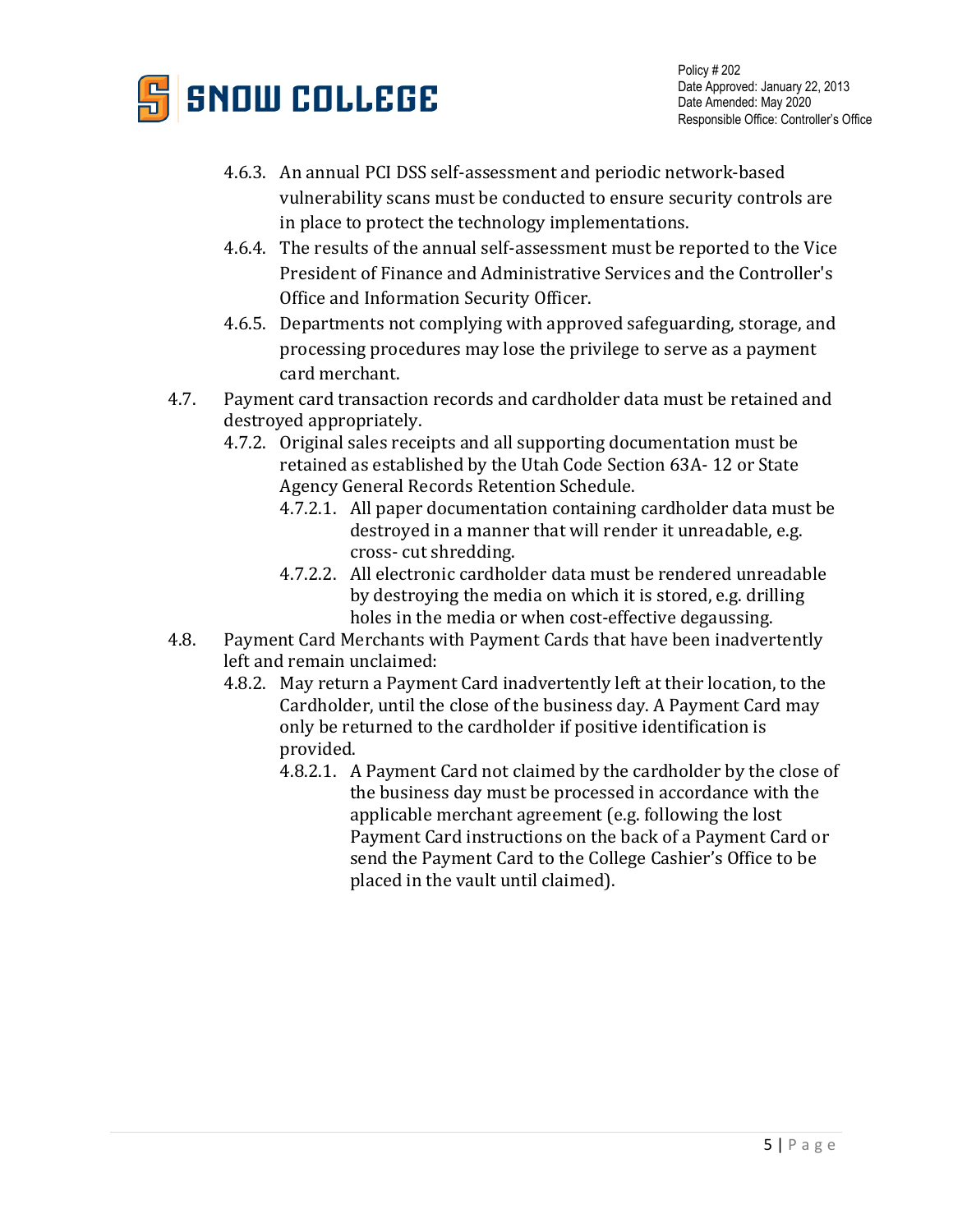4.6.3. An annual PCI DSS self-assessment and periodic network-based vulnerability scans must be conducted to ensure security controls are in place to protect the technology implementations.

4.6.4. The results of the annual self-assessment must be reported to the Vice President of Finance and Administrative Services and the Controller's Office and Information Security Officer.

4.6.5. Departments not complying with approved safeguarding, storage, and processing procedures may lose the privilege to serve as a payment card merchant.

4.7. Payment card transaction records and cardholder data must be retained and destroyed appropriately.

4.7.2. Original sales receipts and all supporting documentation must be retained as established by the Utah Code Section 63A- 12 or State Agency General Records Retention Schedule.

4.7.2.1. All paper documentation containing cardholder data must be destroyed in a manner that will render it unreadable, e.g. cross- cut shredding.

4.7.2.2. All electronic cardholder data must be rendered unreadable by destroying the media on which it is stored, e.g. drilling holes in the media or when cost-effective degaussing.

4.8. Payment Card Merchants with Payment Cards that have been inadvertently left and remain unclaimed:

4.8.2. May return a Payment Card inadvertently left at their location, to the Cardholder, until the close of the business day. A Payment Card may only be returned to the cardholder if positive identification is provided.

4.8.2.1. A Payment Card not claimed by the cardholder by the close of the business day must be processed in accordance with the applicable merchant agreement (e.g. following the lost Payment Card instructions on the back of a Payment Card or send the Payment Card to the College Cashier's Office to be placed in the vault until claimed).